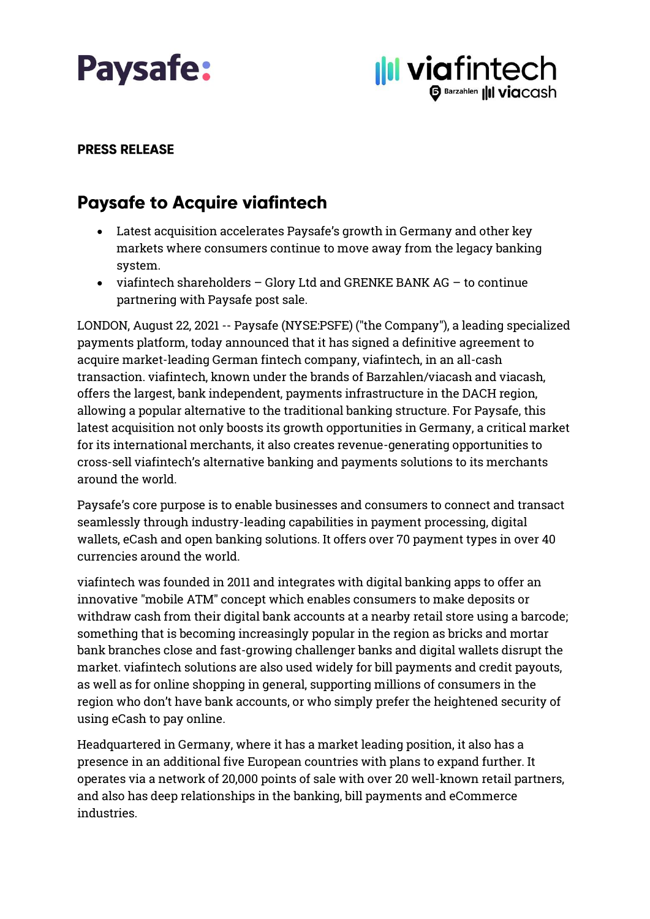Paysafe:

viafintech

Barzahlen viacash

**PRESS RELEASE**

# Paysafe to Acquire viafintech

- Latest acquisition accelerates Paysafe's growth in Germany and other key markets where consumers continue to move away from the legacy banking system.
- viafintech shareholders – Glory Ltd and GRENKE BANK AG – to continue partnering with Paysafe post sale.

LONDON, August 22, 2021 -- Paysafe (NYSE:PSFE) ("the Company"), a leading specialized payments platform, today announced that it has signed a definitive agreement to acquire market-leading German fintech company, viafintech, in an all-cash transaction. viafintech, known under the brands of Barzahlen/viacash and viacash, offers the largest, bank independent, payments infrastructure in the DACH region, allowing a popular alternative to the traditional banking structure. For Paysafe, this latest acquisition not only boosts its growth opportunities in Germany, a critical market for its international merchants, it also creates revenue-generating opportunities to cross-sell viafintech's alternative banking and payments solutions to its merchants around the world.

Paysafe's core purpose is to enable businesses and consumers to connect and transact seamlessly through industry-leading capabilities in payment processing, digital wallets, eCash and open banking solutions. It offers over 70 payment types in over 40 currencies around the world.

viafintech was founded in 2011 and integrates with digital banking apps to offer an innovative "mobile ATM" concept which enables consumers to make deposits or withdraw cash from their digital bank accounts at a nearby retail store using a barcode; something that is becoming increasingly popular in the region as bricks and mortar bank branches close and fast-growing challenger banks and digital wallets disrupt the market. viafintech solutions are also used widely for bill payments and credit payouts, as well as for online shopping in general, supporting millions of consumers in the region who don't have bank accounts, or who simply prefer the heightened security of using eCash to pay online.

Headquartered in Germany, where it has a market leading position, it also has a presence in an additional five European countries with plans to expand further. It operates via a network of 20,000 points of sale with over 20 well-known retail partners, and also has deep relationships in the banking, bill payments and eCommerce industries.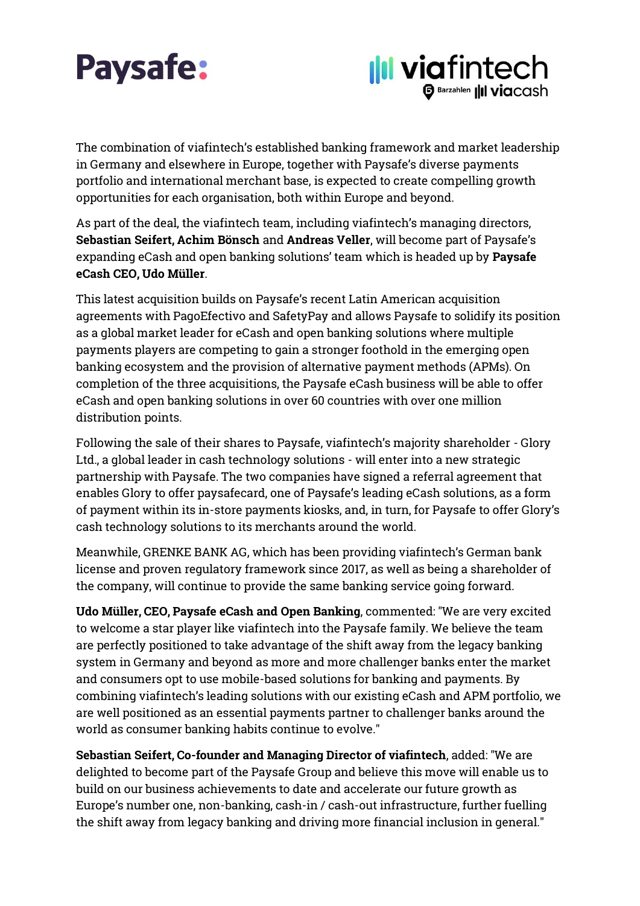The combination of viafintech's established banking framework and market leadership in Germany and elsewhere in Europe, together with Paysafe's diverse payments portfolio and international merchant base, is expected to create compelling growth opportunities for each organisation, both within Europe and beyond.

As part of the deal, the viafintech team, including viafintech's managing directors, **Sebastian Seifert, Achim Bönsch** and **Andreas Veller**, will become part of Paysafe's expanding eCash and open banking solutions' team which is headed up by **Paysafe eCash CEO, Udo Müller**.

This latest acquisition builds on Paysafe's recent Latin American acquisition agreements with PagoEfectivo and SafetyPay and allows Paysafe to solidify its position as a global market leader for eCash and open banking solutions where multiple payments players are competing to gain a stronger foothold in the emerging open banking ecosystem and the provision of alternative payment methods (APMs). On completion of the three acquisitions, the Paysafe eCash business will be able to offer eCash and open banking solutions in over 60 countries with over one million distribution points.

Following the sale of their shares to Paysafe, viafintech's majority shareholder - Glory Ltd., a global leader in cash technology solutions - will enter into a new strategic partnership with Paysafe. The two companies have signed a referral agreement that enables Glory to offer paysafecard, one of Paysafe's leading eCash solutions, as a form of payment within its in-store payments kiosks, and, in turn, for Paysafe to offer Glory's cash technology solutions to its merchants around the world.

Meanwhile, GRENKE BANK AG, which has been providing viafintech's German bank license and proven regulatory framework since 2017, as well as being a shareholder of the company, will continue to provide the same banking service going forward.

**Udo Müller, CEO, Paysafe eCash and Open Banking**, commented: "We are very excited to welcome a star player like viafintech into the Paysafe family. We believe the team are perfectly positioned to take advantage of the shift away from the legacy banking system in Germany and beyond as more and more challenger banks enter the market and consumers opt to use mobile-based solutions for banking and payments. By combining viafintech's leading solutions with our existing eCash and APM portfolio, we are well positioned as an essential payments partner to challenger banks around the world as consumer banking habits continue to evolve."

**Sebastian Seifert, Co-founder and Managing Director of viafintech**, added: "We are delighted to become part of the Paysafe Group and believe this move will enable us to build on our business achievements to date and accelerate our future growth as Europe's number one, non-banking, cash-in / cash-out infrastructure, further fuelling the shift away from legacy banking and driving more financial inclusion in general."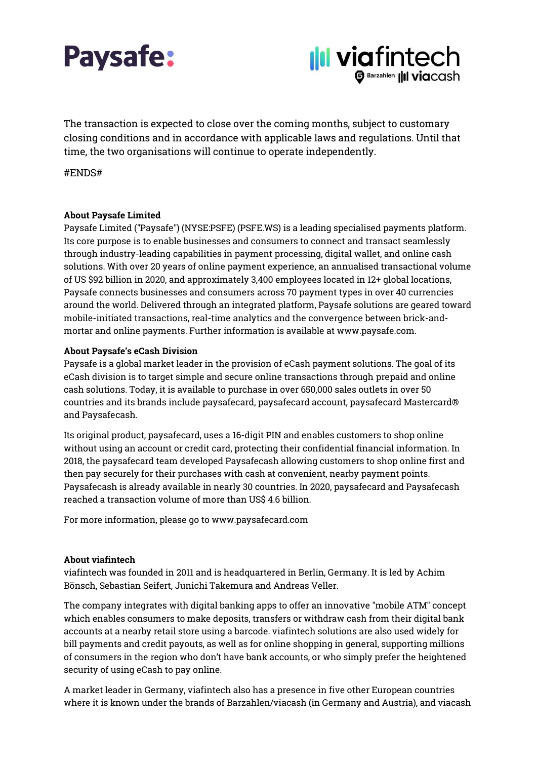The transaction is expected to close over the coming months, subject to customary closing conditions and in accordance with applicable laws and regulations. Until that time, the two organisations will continue to operate independently.

#ENDS#

**About Paysafe Limited**
Paysafe Limited ("Paysafe") (NYSE:PSFE) (PSFE.WS) is a leading specialised payments platform. Its core purpose is to enable businesses and consumers to connect and transact seamlessly through industry-leading capabilities in payment processing, digital wallet, and online cash solutions. With over 20 years of online payment experience, an annualised transactional volume of US $92 billion in 2020, and approximately 3,400 employees located in 12+ global locations, Paysafe connects businesses and consumers across 70 payment types in over 40 currencies around the world. Delivered through an integrated platform, Paysafe solutions are geared toward mobile-initiated transactions, real-time analytics and the convergence between brick-and-mortar and online payments. Further information is available at www.paysafe.com.

**About Paysafe's eCash Division**
Paysafe is a global market leader in the provision of eCash payment solutions. The goal of its eCash division is to target simple and secure online transactions through prepaid and online cash solutions. Today, it is available to purchase in over 650,000 sales outlets in over 50 countries and its brands include paysafecard, paysafecard account, paysafecard Mastercard® and Paysafecash.

Its original product, paysafecard, uses a 16-digit PIN and enables customers to shop online without using an account or credit card, protecting their confidential financial information. In 2018, the paysafecard team developed Paysafecash allowing customers to shop online first and then pay securely for their purchases with cash at convenient, nearby payment points. Paysafecash is already available in nearly 30 countries. In 2020, paysafecard and Paysafecash reached a transaction volume of more than US$ 4.6 billion.

For more information, please go to www.paysafecard.com

**About viafintech**
viafintech was founded in 2011 and is headquartered in Berlin, Germany. It is led by Achim Bönsch, Sebastian Seifert, Junichi Takemura and Andreas Veller.

The company integrates with digital banking apps to offer an innovative "mobile ATM" concept which enables consumers to make deposits, transfers or withdraw cash from their digital bank accounts at a nearby retail store using a barcode. viafintech solutions are also used widely for bill payments and credit payouts, as well as for online shopping in general, supporting millions of consumers in the region who don't have bank accounts, or who simply prefer the heightened security of using eCash to pay online.

A market leader in Germany, viafintech also has a presence in five other European countries where it is known under the brands of Barzahlen/viacash (in Germany and Austria), and viacash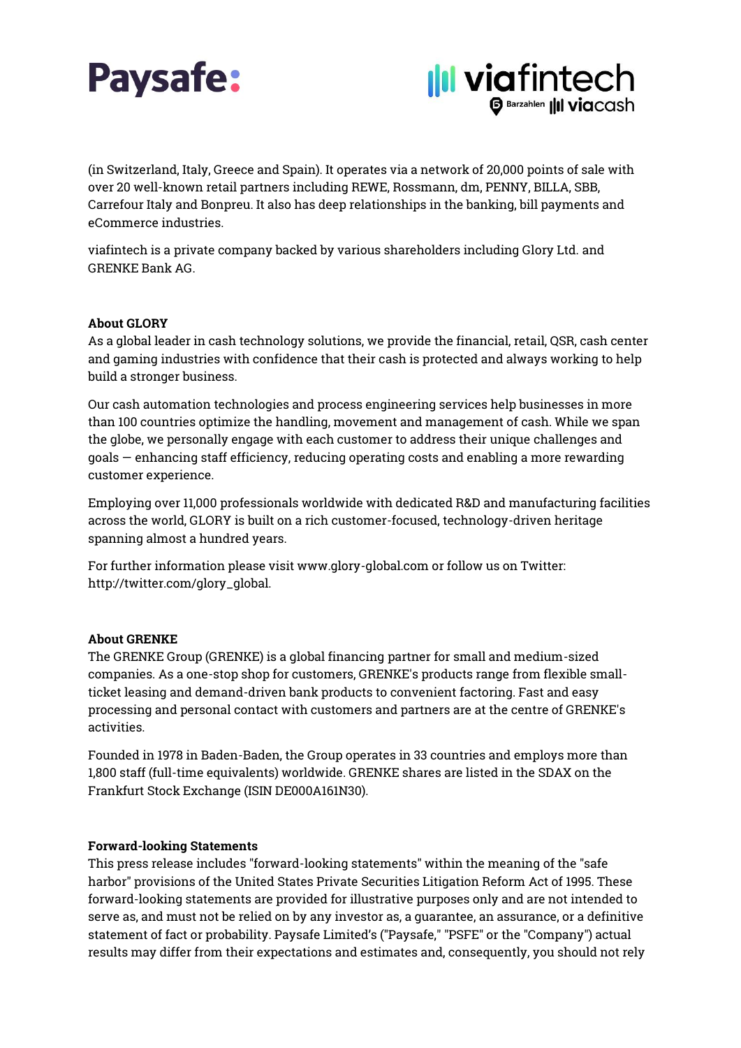(in Switzerland, Italy, Greece and Spain). It operates via a network of 20,000 points of sale with over 20 well-known retail partners including REWE, Rossmann, dm, PENNY, BILLA, SBB, Carrefour Italy and Bonpreu. It also has deep relationships in the banking, bill payments and eCommerce industries.

viafintech is a private company backed by various shareholders including Glory Ltd. and GRENKE Bank AG.

**About GLORY**

As a global leader in cash technology solutions, we provide the financial, retail, QSR, cash center and gaming industries with confidence that their cash is protected and always working to help build a stronger business.

Our cash automation technologies and process engineering services help businesses in more than 100 countries optimize the handling, movement and management of cash. While we span the globe, we personally engage with each customer to address their unique challenges and goals — enhancing staff efficiency, reducing operating costs and enabling a more rewarding customer experience.

Employing over 11,000 professionals worldwide with dedicated R&D and manufacturing facilities across the world, GLORY is built on a rich customer-focused, technology-driven heritage spanning almost a hundred years.

For further information please visit www.glory-global.com or follow us on Twitter: http://twitter.com/glory_global.

**About GRENKE**

The GRENKE Group (GRENKE) is a global financing partner for small and medium-sized companies. As a one-stop shop for customers, GRENKE's products range from flexible small-ticket leasing and demand-driven bank products to convenient factoring. Fast and easy processing and personal contact with customers and partners are at the centre of GRENKE's activities.

Founded in 1978 in Baden-Baden, the Group operates in 33 countries and employs more than 1,800 staff (full-time equivalents) worldwide. GRENKE shares are listed in the SDAX on the Frankfurt Stock Exchange (ISIN DE000A161N30).

**Forward-looking Statements**

This press release includes "forward-looking statements" within the meaning of the "safe harbor" provisions of the United States Private Securities Litigation Reform Act of 1995. These forward-looking statements are provided for illustrative purposes only and are not intended to serve as, and must not be relied on by any investor as, a guarantee, an assurance, or a definitive statement of fact or probability. Paysafe Limited's ("Paysafe," "PSFE" or the "Company") actual results may differ from their expectations and estimates and, consequently, you should not rely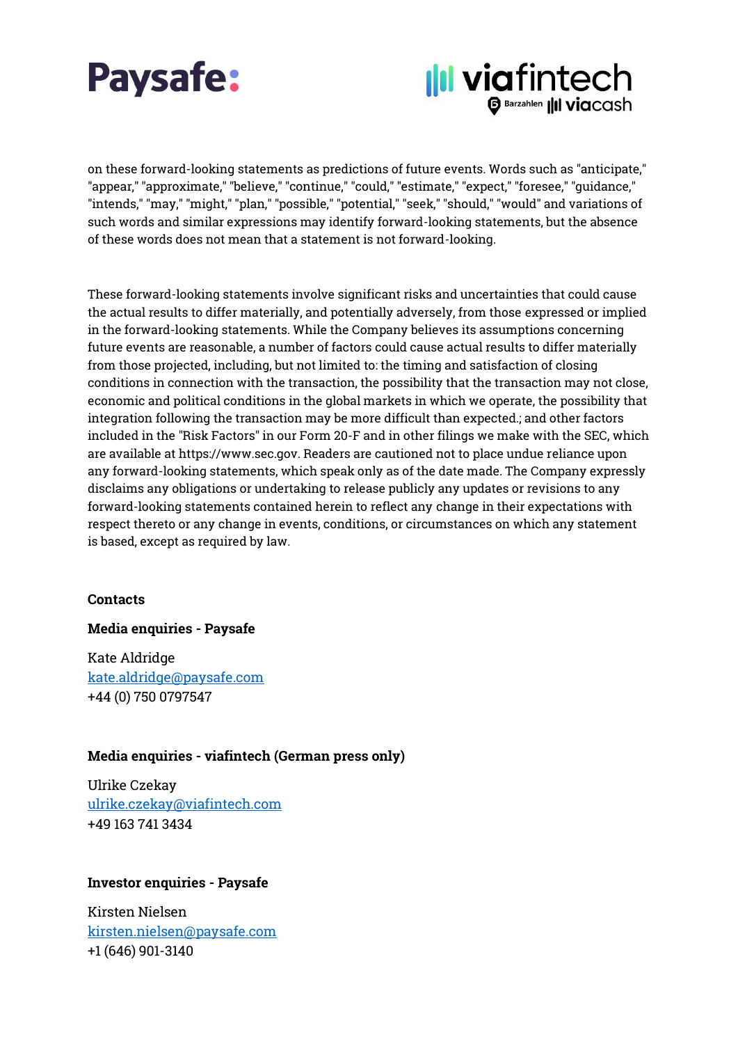on these forward-looking statements as predictions of future events. Words such as "anticipate," "appear," "approximate," "believe," "continue," "could," "estimate," "expect," "foresee," "guidance," "intends," "may," "might," "plan," "possible," "potential," "seek," "should," "would" and variations of such words and similar expressions may identify forward-looking statements, but the absence of these words does not mean that a statement is not forward-looking.

These forward-looking statements involve significant risks and uncertainties that could cause the actual results to differ materially, and potentially adversely, from those expressed or implied in the forward-looking statements. While the Company believes its assumptions concerning future events are reasonable, a number of factors could cause actual results to differ materially from those projected, including, but not limited to: the timing and satisfaction of closing conditions in connection with the transaction, the possibility that the transaction may not close, economic and political conditions in the global markets in which we operate, the possibility that integration following the transaction may be more difficult than expected.; and other factors included in the "Risk Factors" in our Form 20-F and in other filings we make with the SEC, which are available at https://www.sec.gov. Readers are cautioned not to place undue reliance upon any forward-looking statements, which speak only as of the date made. The Company expressly disclaims any obligations or undertaking to release publicly any updates or revisions to any forward-looking statements contained herein to reflect any change in their expectations with respect thereto or any change in events, conditions, or circumstances on which any statement is based, except as required by law.

**Contacts**

**Media enquiries - Paysafe**

Kate Aldridge
kate.aldridge@paysafe.com
+44 (0) 750 0797547

**Media enquiries - viafintech (German press only)**

Ulrike Czekay
ulrike.czekay@viafintech.com
+49 163 741 3434

**Investor enquiries - Paysafe**

Kirsten Nielsen
kirsten.nielsen@paysafe.com
+1 (646) 901-3140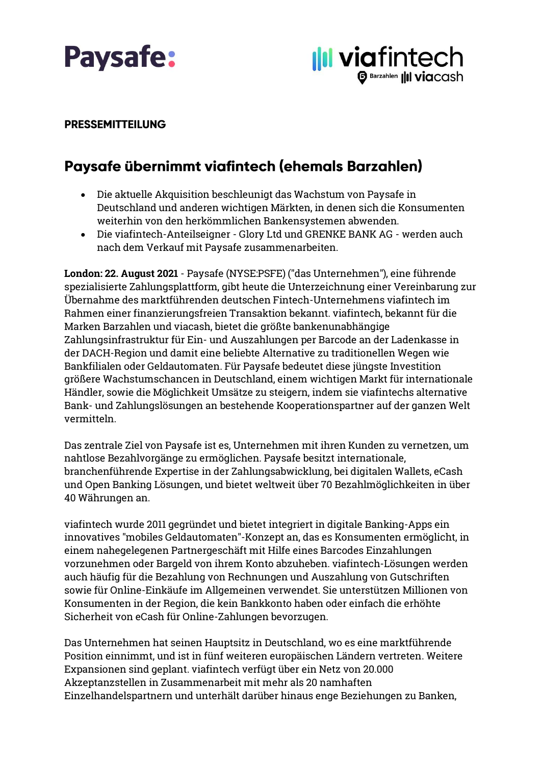Paysafe:

viafintech
Barzahlen viacash

**PRESSEMITTEILUNG**

# Paysafe übernimmt viafintech (ehemals Barzahlen)

- Die aktuelle Akquisition beschleunigt das Wachstum von Paysafe in Deutschland und anderen wichtigen Märkten, in denen sich die Konsumenten weiterhin von den herkömmlichen Bankensystemen abwenden.
- Die viafintech-Anteilseigner - Glory Ltd und GRENKE BANK AG - werden auch nach dem Verkauf mit Paysafe zusammenarbeiten.

**London: 22. August 2021** - Paysafe (NYSE:PSFE) ("das Unternehmen"), eine führende spezialisierte Zahlungsplattform, gibt heute die Unterzeichnung einer Vereinbarung zur Übernahme des marktführenden deutschen Fintech-Unternehmens viafintech im Rahmen einer finanzierungsfreien Transaktion bekannt. viafintech, bekannt für die Marken Barzahlen und viacash, bietet die größte bankenunabhängige Zahlungsinfrastruktur für Ein- und Auszahlungen per Barcode an der Ladenkasse in der DACH-Region und damit eine beliebte Alternative zu traditionellen Wegen wie Bankfilialen oder Geldautomaten. Für Paysafe bedeutet diese jüngste Investition größere Wachstumschancen in Deutschland, einem wichtigen Markt für internationale Händler, sowie die Möglichkeit Umsätze zu steigern, indem sie viafintechs alternative Bank- und Zahlungslösungen an bestehende Kooperationspartner auf der ganzen Welt vermitteln.

Das zentrale Ziel von Paysafe ist es, Unternehmen mit ihren Kunden zu vernetzen, um nahtlose Bezahlvorgänge zu ermöglichen. Paysafe besitzt internationale, branchenführende Expertise in der Zahlungsabwicklung, bei digitalen Wallets, eCash und Open Banking Lösungen, und bietet weltweit über 70 Bezahlmöglichkeiten in über 40 Währungen an.

viafintech wurde 2011 gegründet und bietet integriert in digitale Banking-Apps ein innovatives "mobiles Geldautomaten"-Konzept an, das es Konsumenten ermöglicht, in einem nahegelegenen Partnergeschäft mit Hilfe eines Barcodes Einzahlungen vorzunehmen oder Bargeld von ihrem Konto abzuheben. viafintech-Lösungen werden auch häufig für die Bezahlung von Rechnungen und Auszahlung von Gutschriften sowie für Online-Einkäufe im Allgemeinen verwendet. Sie unterstützen Millionen von Konsumenten in der Region, die kein Bankkonto haben oder einfach die erhöhte Sicherheit von eCash für Online-Zahlungen bevorzugen.

Das Unternehmen hat seinen Hauptsitz in Deutschland, wo es eine marktführende Position einnimmt, und ist in fünf weiteren europäischen Ländern vertreten. Weitere Expansionen sind geplant. viafintech verfügt über ein Netz von 20.000 Akzeptanzstellen in Zusammenarbeit mit mehr als 20 namhaften Einzelhandelspartnern und unterhält darüber hinaus enge Beziehungen zu Banken,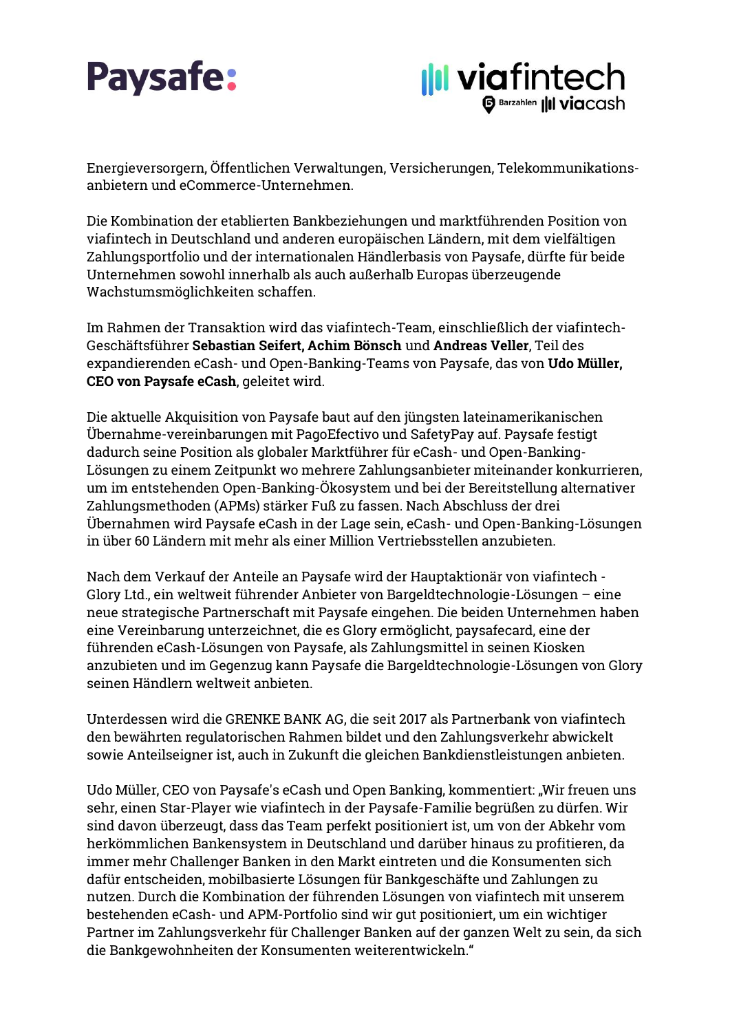Energieversorgern, Öffentlichen Verwaltungen, Versicherungen, Telekommunikations-anbietern und eCommerce-Unternehmen.

Die Kombination der etablierten Bankbeziehungen und marktführenden Position von viafintech in Deutschland und anderen europäischen Ländern, mit dem vielfältigen Zahlungsportfolio und der internationalen Händlerbasis von Paysafe, dürfte für beide Unternehmen sowohl innerhalb als auch außerhalb Europas überzeugende Wachstumsmöglichkeiten schaffen.

Im Rahmen der Transaktion wird das viafintech-Team, einschließlich der viafintech-Geschäftsführer **Sebastian Seifert, Achim Bönsch** und **Andreas Veller**, Teil des expandierenden eCash- und Open-Banking-Teams von Paysafe, das von **Udo Müller, CEO von Paysafe eCash**, geleitet wird.

Die aktuelle Akquisition von Paysafe baut auf den jüngsten lateinamerikanischen Übernahme-vereinbarungen mit PagoEfectivo und SafetyPay auf. Paysafe festigt dadurch seine Position als globaler Marktführer für eCash- und Open-Banking-Lösungen zu einem Zeitpunkt wo mehrere Zahlungsanbieter miteinander konkurrieren, um im entstehenden Open-Banking-Ökosystem und bei der Bereitstellung alternativer Zahlungsmethoden (APMs) stärker Fuß zu fassen. Nach Abschluss der drei Übernahmen wird Paysafe eCash in der Lage sein, eCash- und Open-Banking-Lösungen in über 60 Ländern mit mehr als einer Million Vertriebsstellen anzubieten.

Nach dem Verkauf der Anteile an Paysafe wird der Hauptaktionär von viafintech - Glory Ltd., ein weltweit führender Anbieter von Bargeldtechnologie-Lösungen – eine neue strategische Partnerschaft mit Paysafe eingehen. Die beiden Unternehmen haben eine Vereinbarung unterzeichnet, die es Glory ermöglicht, paysafecard, eine der führenden eCash-Lösungen von Paysafe, als Zahlungsmittel in seinen Kiosken anzubieten und im Gegenzug kann Paysafe die Bargeldtechnologie-Lösungen von Glory seinen Händlern weltweit anbieten.

Unterdessen wird die GRENKE BANK AG, die seit 2017 als Partnerbank von viafintech den bewährten regulatorischen Rahmen bildet und den Zahlungsverkehr abwickelt sowie Anteilseigner ist, auch in Zukunft die gleichen Bankdienstleistungen anbieten.

Udo Müller, CEO von Paysafe's eCash und Open Banking, kommentiert: „Wir freuen uns sehr, einen Star-Player wie viafintech in der Paysafe-Familie begrüßen zu dürfen. Wir sind davon überzeugt, dass das Team perfekt positioniert ist, um von der Abkehr vom herkömmlichen Bankensystem in Deutschland und darüber hinaus zu profitieren, da immer mehr Challenger Banken in den Markt eintreten und die Konsumenten sich dafür entscheiden, mobilbasierte Lösungen für Bankgeschäfte und Zahlungen zu nutzen. Durch die Kombination der führenden Lösungen von viafintech mit unserem bestehenden eCash- und APM-Portfolio sind wir gut positioniert, um ein wichtiger Partner im Zahlungsverkehr für Challenger Banken auf der ganzen Welt zu sein, da sich die Bankgewohnheiten der Konsumenten weiterentwickeln."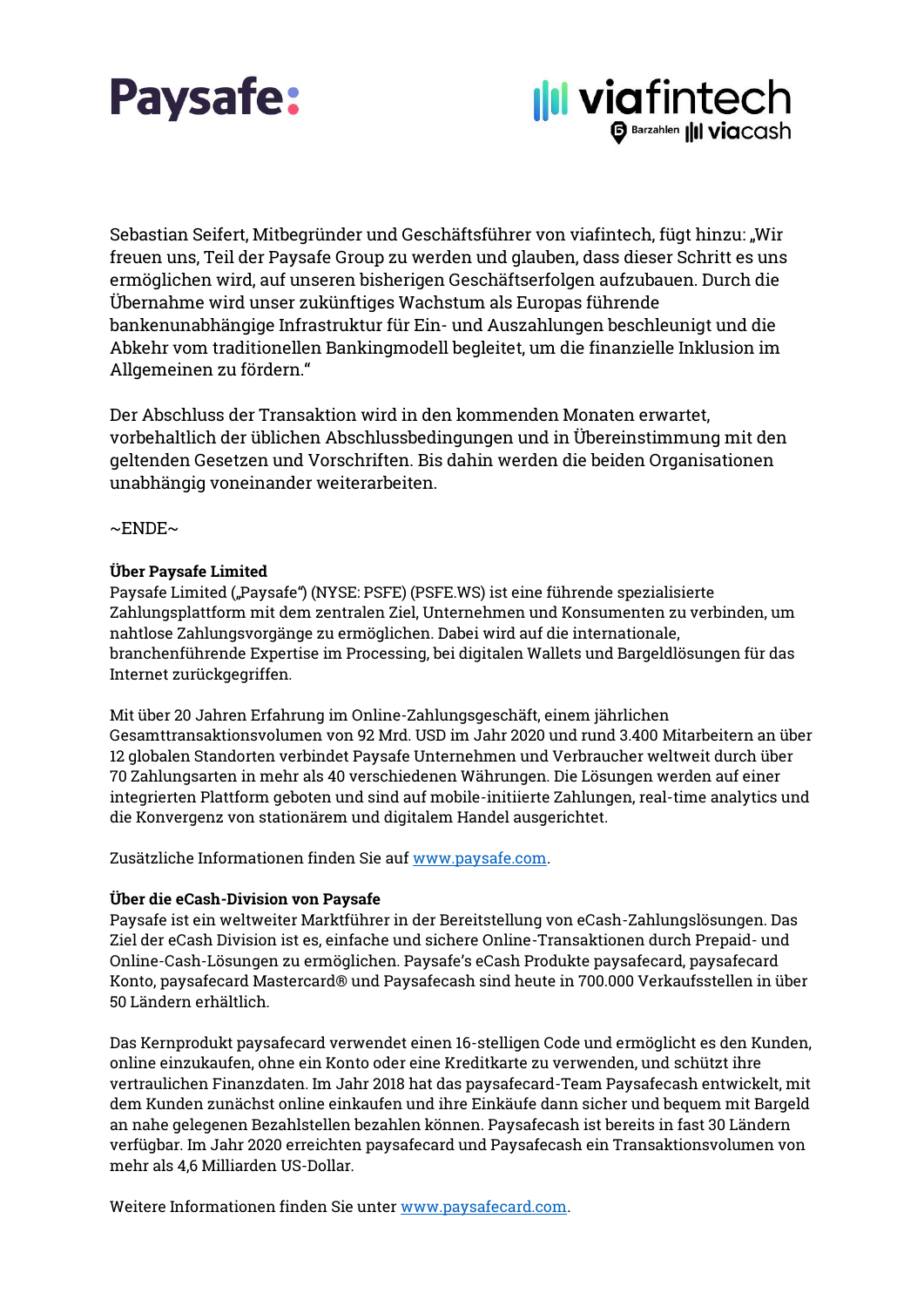Sebastian Seifert, Mitbegründer und Geschäftsführer von viafintech, fügt hinzu: „Wir freuen uns, Teil der Paysafe Group zu werden und glauben, dass dieser Schritt es uns ermöglichen wird, auf unseren bisherigen Geschäftserfolgen aufzubauen. Durch die Übernahme wird unser zukünftiges Wachstum als Europas führende bankenunabhängige Infrastruktur für Ein- und Auszahlungen beschleunigt und die Abkehr vom traditionellen Bankingmodell begleitet, um die finanzielle Inklusion im Allgemeinen zu fördern."

Der Abschluss der Transaktion wird in den kommenden Monaten erwartet, vorbehaltlich der üblichen Abschlussbedingungen und in Übereinstimmung mit den geltenden Gesetzen und Vorschriften. Bis dahin werden die beiden Organisationen unabhängig voneinander weiterarbeiten.

~ENDE~

**Über Paysafe Limited**
Paysafe Limited („Paysafe") (NYSE: PSFE) (PSFE.WS) ist eine führende spezialisierte Zahlungsplattform mit dem zentralen Ziel, Unternehmen und Konsumenten zu verbinden, um nahtlose Zahlungsvorgänge zu ermöglichen. Dabei wird auf die internationale, branchenführende Expertise im Processing, bei digitalen Wallets und Bargeldlösungen für das Internet zurückgegriffen.

Mit über 20 Jahren Erfahrung im Online-Zahlungsgeschäft, einem jährlichen Gesamttransaktionsvolumen von 92 Mrd. USD im Jahr 2020 und rund 3.400 Mitarbeitern an über 12 globalen Standorten verbindet Paysafe Unternehmen und Verbraucher weltweit durch über 70 Zahlungsarten in mehr als 40 verschiedenen Währungen. Die Lösungen werden auf einer integrierten Plattform geboten und sind auf mobile-initiierte Zahlungen, real-time analytics und die Konvergenz von stationärem und digitalem Handel ausgerichtet.

Zusätzliche Informationen finden Sie auf www.paysafe.com.

**Über die eCash-Division von Paysafe**
Paysafe ist ein weltweiter Marktführer in der Bereitstellung von eCash-Zahlungslösungen. Das Ziel der eCash Division ist es, einfache und sichere Online-Transaktionen durch Prepaid- und Online-Cash-Lösungen zu ermöglichen. Paysafe's eCash Produkte paysafecard, paysafecard Konto, paysafecard Mastercard® und Paysafecash sind heute in 700.000 Verkaufsstellen in über 50 Ländern erhältlich.

Das Kernprodukt paysafecard verwendet einen 16-stelligen Code und ermöglicht es den Kunden, online einzukaufen, ohne ein Konto oder eine Kreditkarte zu verwenden, und schützt ihre vertraulichen Finanzdaten. Im Jahr 2018 hat das paysafecard-Team Paysafecash entwickelt, mit dem Kunden zunächst online einkaufen und ihre Einkäufe dann sicher und bequem mit Bargeld an nahe gelegenen Bezahlstellen bezahlen können. Paysafecash ist bereits in fast 30 Ländern verfügbar. Im Jahr 2020 erreichten paysafecard und Paysafecash ein Transaktionsvolumen von mehr als 4,6 Milliarden US-Dollar.

Weitere Informationen finden Sie unter www.paysafecard.com.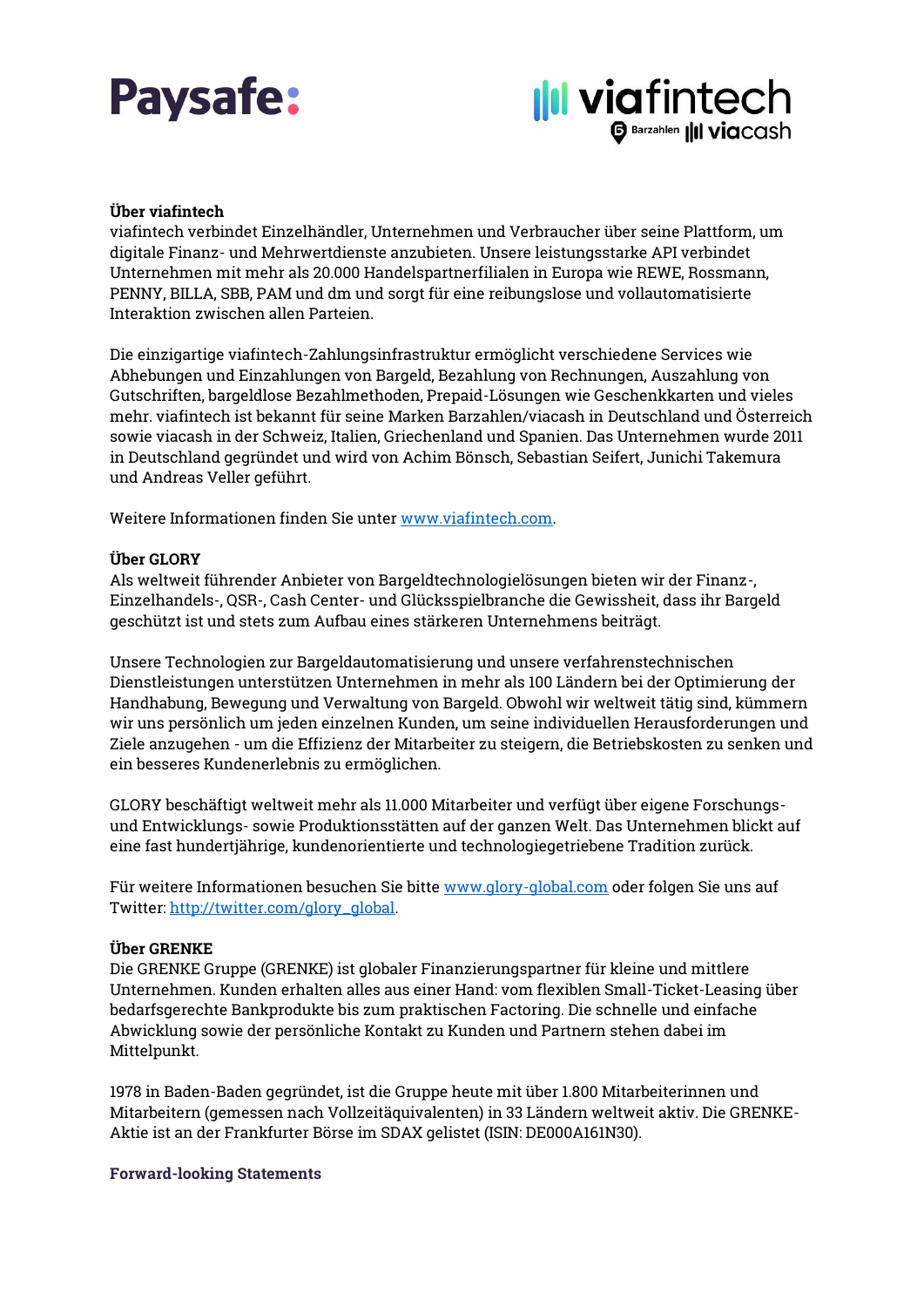**Über viafintech**
viafintech verbindet Einzelhändler, Unternehmen und Verbraucher über seine Plattform, um digitale Finanz- und Mehrwertdienste anzubieten. Unsere leistungsstarke API verbindet Unternehmen mit mehr als 20.000 Handelspartnerfilialen in Europa wie REWE, Rossmann, PENNY, BILLA, SBB, PAM und dm und sorgt für eine reibungslose und vollautomatisierte Interaktion zwischen allen Parteien.

Die einzigartige viafintech-Zahlungsinfrastruktur ermöglicht verschiedene Services wie Abhebungen und Einzahlungen von Bargeld, Bezahlung von Rechnungen, Auszahlung von Gutschriften, bargeldlose Bezahlmethoden, Prepaid-Lösungen wie Geschenkkarten und vieles mehr. viafintech ist bekannt für seine Marken Barzahlen/viacash in Deutschland und Österreich sowie viacash in der Schweiz, Italien, Griechenland und Spanien. Das Unternehmen wurde 2011 in Deutschland gegründet und wird von Achim Bönsch, Sebastian Seifert, Junichi Takemura und Andreas Veller geführt.

Weitere Informationen finden Sie unter [www.viafintech.com](http://www.viafintech.com).

**Über GLORY**
Als weltweit führender Anbieter von Bargeldtechnologielösungen bieten wir der Finanz-, Einzelhandels-, QSR-, Cash Center- und Glücksspielbranche die Gewissheit, dass ihr Bargeld geschützt ist und stets zum Aufbau eines stärkeren Unternehmens beiträgt.

Unsere Technologien zur Bargeldautomatisierung und unsere verfahrenstechnischen Dienstleistungen unterstützen Unternehmen in mehr als 100 Ländern bei der Optimierung der Handhabung, Bewegung und Verwaltung von Bargeld. Obwohl wir weltweit tätig sind, kümmern wir uns persönlich um jeden einzelnen Kunden, um seine individuellen Herausforderungen und Ziele anzugehen - um die Effizienz der Mitarbeiter zu steigern, die Betriebskosten zu senken und ein besseres Kundenerlebnis zu ermöglichen.

GLORY beschäftigt weltweit mehr als 11.000 Mitarbeiter und verfügt über eigene Forschungs- und Entwicklungs- sowie Produktionsstätten auf der ganzen Welt. Das Unternehmen blickt auf eine fast hundertjährige, kundenorientierte und technologiegetriebene Tradition zurück.

Für weitere Informationen besuchen Sie bitte [www.glory-global.com](http://www.glory-global.com) oder folgen Sie uns auf Twitter: [http://twitter.com/glory_global](http://twitter.com/glory_global).

**Über GRENKE**
Die GRENKE Gruppe (GRENKE) ist globaler Finanzierungspartner für kleine und mittlere Unternehmen. Kunden erhalten alles aus einer Hand: vom flexiblen Small-Ticket-Leasing über bedarfsgerechte Bankprodukte bis zum praktischen Factoring. Die schnelle und einfache Abwicklung sowie der persönliche Kontakt zu Kunden und Partnern stehen dabei im Mittelpunkt.

1978 in Baden-Baden gegründet, ist die Gruppe heute mit über 1.800 Mitarbeiterinnen und Mitarbeitern (gemessen nach Vollzeitäquivalenten) in 33 Ländern weltweit aktiv. Die GRENKE-Aktie ist an der Frankfurter Börse im SDAX gelistet (ISIN: DE000A161N30).

**Forward-looking Statements**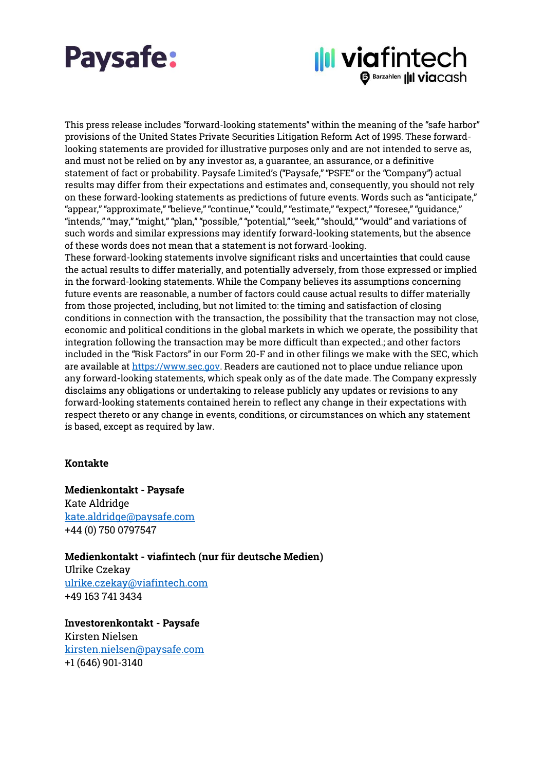This press release includes "forward-looking statements" within the meaning of the "safe harbor" provisions of the United States Private Securities Litigation Reform Act of 1995. These forward-looking statements are provided for illustrative purposes only and are not intended to serve as, and must not be relied on by any investor as, a guarantee, an assurance, or a definitive statement of fact or probability. Paysafe Limited's ("Paysafe," "PSFE" or the "Company") actual results may differ from their expectations and estimates and, consequently, you should not rely on these forward-looking statements as predictions of future events. Words such as "anticipate," "appear," "approximate," "believe," "continue," "could," "estimate," "expect," "foresee," "guidance," "intends," "may," "might," "plan," "possible," "potential," "seek," "should," "would" and variations of such words and similar expressions may identify forward-looking statements, but the absence of these words does not mean that a statement is not forward-looking.
These forward-looking statements involve significant risks and uncertainties that could cause the actual results to differ materially, and potentially adversely, from those expressed or implied in the forward-looking statements. While the Company believes its assumptions concerning future events are reasonable, a number of factors could cause actual results to differ materially from those projected, including, but not limited to: the timing and satisfaction of closing conditions in connection with the transaction, the possibility that the transaction may not close, economic and political conditions in the global markets in which we operate, the possibility that integration following the transaction may be more difficult than expected.; and other factors included in the "Risk Factors" in our Form 20-F and in other filings we make with the SEC, which are available at https://www.sec.gov. Readers are cautioned not to place undue reliance upon any forward-looking statements, which speak only as of the date made. The Company expressly disclaims any obligations or undertaking to release publicly any updates or revisions to any forward-looking statements contained herein to reflect any change in their expectations with respect thereto or any change in events, conditions, or circumstances on which any statement is based, except as required by law.

**Kontakte**

**Medienkontakt - Paysafe**
Kate Aldridge
kate.aldridge@paysafe.com
+44 (0) 750 0797547

**Medienkontakt - viafintech (nur für deutsche Medien)**
Ulrike Czekay
ulrike.czekay@viafintech.com
+49 163 741 3434

**Investorenkontakt - Paysafe**
Kirsten Nielsen
kirsten.nielsen@paysafe.com
+1 (646) 901-3140